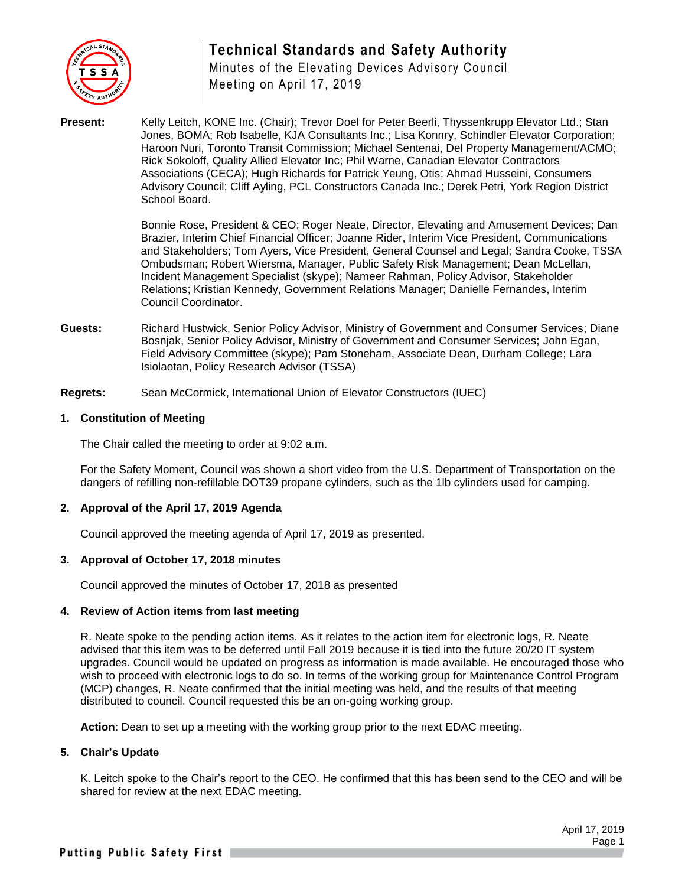# Technical Standards and Safety Authority

Minutes of the Elevating Devices Advisory Council Meeting on April 17, 2019

**Present:** Kelly Leitch, KONE Inc. (Chair); Trevor Doel for Peter Beerli, Thyssenkrupp Elevator Ltd.; Stan Jones, BOMA; Rob Isabelle, KJA Consultants Inc.; Lisa Konnry, Schindler Elevator Corporation; Haroon Nuri, Toronto Transit Commission; Michael Sentenai, Del Property Management/ACMO; Rick Sokoloff, Quality Allied Elevator Inc; Phil Warne, Canadian Elevator Contractors Associations (CECA); Hugh Richards for Patrick Yeung, Otis; Ahmad Husseini, Consumers Advisory Council; Cliff Ayling, PCL Constructors Canada Inc.; Derek Petri, York Region District School Board.

Bonnie Rose, President & CEO; Roger Neate, Director, Elevating and Amusement Devices; Dan Brazier, Interim Chief Financial Officer; Joanne Rider, Interim Vice President, Communications and Stakeholders; Tom Ayers, Vice President, General Counsel and Legal; Sandra Cooke, TSSA Ombudsman; Robert Wiersma, Manager, Public Safety Risk Management; Dean McLellan, Incident Management Specialist (skype); Nameer Rahman, Policy Advisor, Stakeholder Relations; Kristian Kennedy, Government Relations Manager; Danielle Fernandes, Interim Council Coordinator.

**Guests:** Richard Hustwick, Senior Policy Advisor, Ministry of Government and Consumer Services; Diane Bosnjak, Senior Policy Advisor, Ministry of Government and Consumer Services; John Egan, Field Advisory Committee (skype); Pam Stoneham, Associate Dean, Durham College; Lara Isiolaotan, Policy Research Advisor (TSSA)

**Regrets:** Sean McCormick, International Union of Elevator Constructors (IUEC)

## 1. Constitution of Meeting

The Chair called the meeting to order at 9:02 a.m.

For the Safety Moment, Council was shown a short video from the U.S. Department of Transportation on the dangers of refilling non-refillable DOT39 propane cylinders, such as the 1lb cylinders used for camping.

## 2. Approval of the April 17, 2019 Agenda

Council approved the meeting agenda of April 17, 2019 as presented.

## 3. Approval of October 17, 2018 minutes

Council approved the minutes of October 17, 2018 as presented

## 4. Review of Action items from last meeting

R. Neate spoke to the pending action items. As it relates to the action item for electronic logs, R. Neate advised that this item was to be deferred until Fall 2019 because it is tied into the future 20/20 IT system upgrades. Council would be updated on progress as information is made available. He encouraged those who wish to proceed with electronic logs to do so. In terms of the working group for Maintenance Control Program (MCP) changes, R. Neate confirmed that the initial meeting was held, and the results of that meeting distributed to council. Council requested this be an on-going working group.

**Action**: Dean to set up a meeting with the working group prior to the next EDAC meeting.

## 5. Chair's Update

K. Leitch spoke to the Chair's report to the CEO. He confirmed that this has been send to the CEO and will be shared for review at the next EDAC meeting.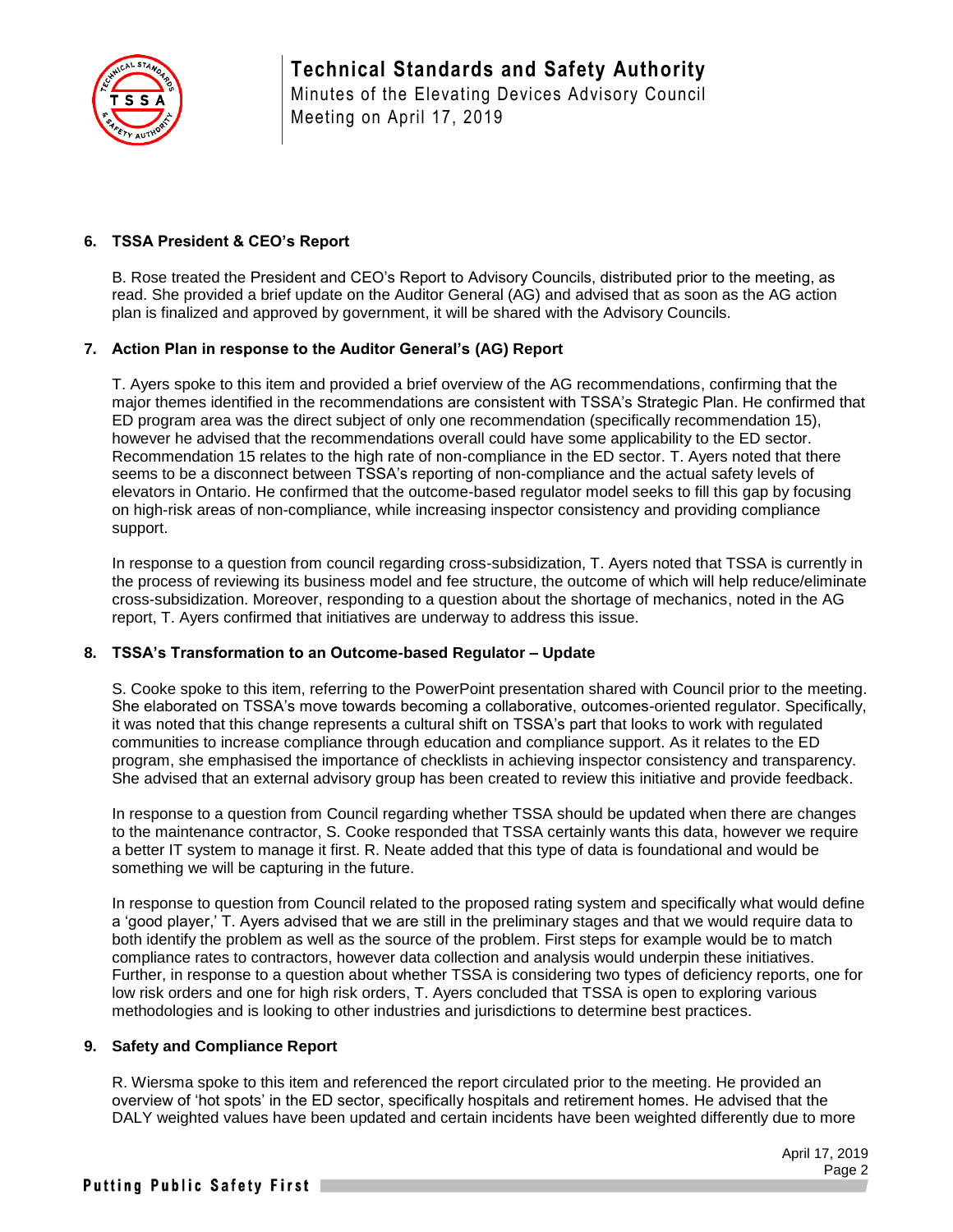### 6. TSSA President & CEO's Report

B. Rose treated the President and CEO's Report to Advisory Councils, distributed prior to the meeting, as read. She provided a brief update on the Auditor General (AG) and advised that as soon as the AG action plan is finalized and approved by government, it will be shared with the Advisory Councils.

### 7. Action Plan in response to the Auditor General's (AG) Report

T. Ayers spoke to this item and provided a brief overview of the AG recommendations, confirming that the major themes identified in the recommendations are consistent with TSSA's Strategic Plan. He confirmed that ED program area was the direct subject of only one recommendation (specifically recommendation 15), however he advised that the recommendations overall could have some applicability to the ED sector. Recommendation 15 relates to the high rate of non-compliance in the ED sector. T. Ayers noted that there seems to be a disconnect between TSSA's reporting of non-compliance and the actual safety levels of elevators in Ontario. He confirmed that the outcome-based regulator model seeks to fill this gap by focusing on high-risk areas of non-compliance, while increasing inspector consistency and providing compliance support.

In response to a question from council regarding cross-subsidization, T. Ayers noted that TSSA is currently in the process of reviewing its business model and fee structure, the outcome of which will help reduce/eliminate cross-subsidization. Moreover, responding to a question about the shortage of mechanics, noted in the AG report, T. Ayers confirmed that initiatives are underway to address this issue.

### 8. TSSA's Transformation to an Outcome-based Regulator – Update

S. Cooke spoke to this item, referring to the PowerPoint presentation shared with Council prior to the meeting. She elaborated on TSSA's move towards becoming a collaborative, outcomes-oriented regulator. Specifically, it was noted that this change represents a cultural shift on TSSA's part that looks to work with regulated communities to increase compliance through education and compliance support. As it relates to the ED program, she emphasised the importance of checklists in achieving inspector consistency and transparency. She advised that an external advisory group has been created to review this initiative and provide feedback.

In response to a question from Council regarding whether TSSA should be updated when there are changes to the maintenance contractor, S. Cooke responded that TSSA certainly wants this data, however we require a better IT system to manage it first. R. Neate added that this type of data is foundational and would be something we will be capturing in the future.

In response to question from Council related to the proposed rating system and specifically what would define a 'good player,' T. Ayers advised that we are still in the preliminary stages and that we would require data to both identify the problem as well as the source of the problem. First steps for example would be to match compliance rates to contractors, however data collection and analysis would underpin these initiatives. Further, in response to a question about whether TSSA is considering two types of deficiency reports, one for low risk orders and one for high risk orders, T. Ayers concluded that TSSA is open to exploring various methodologies and is looking to other industries and jurisdictions to determine best practices.

### 9. Safety and Compliance Report

R. Wiersma spoke to this item and referenced the report circulated prior to the meeting. He provided an overview of 'hot spots' in the ED sector, specifically hospitals and retirement homes. He advised that the DALY weighted values have been updated and certain incidents have been weighted differently due to more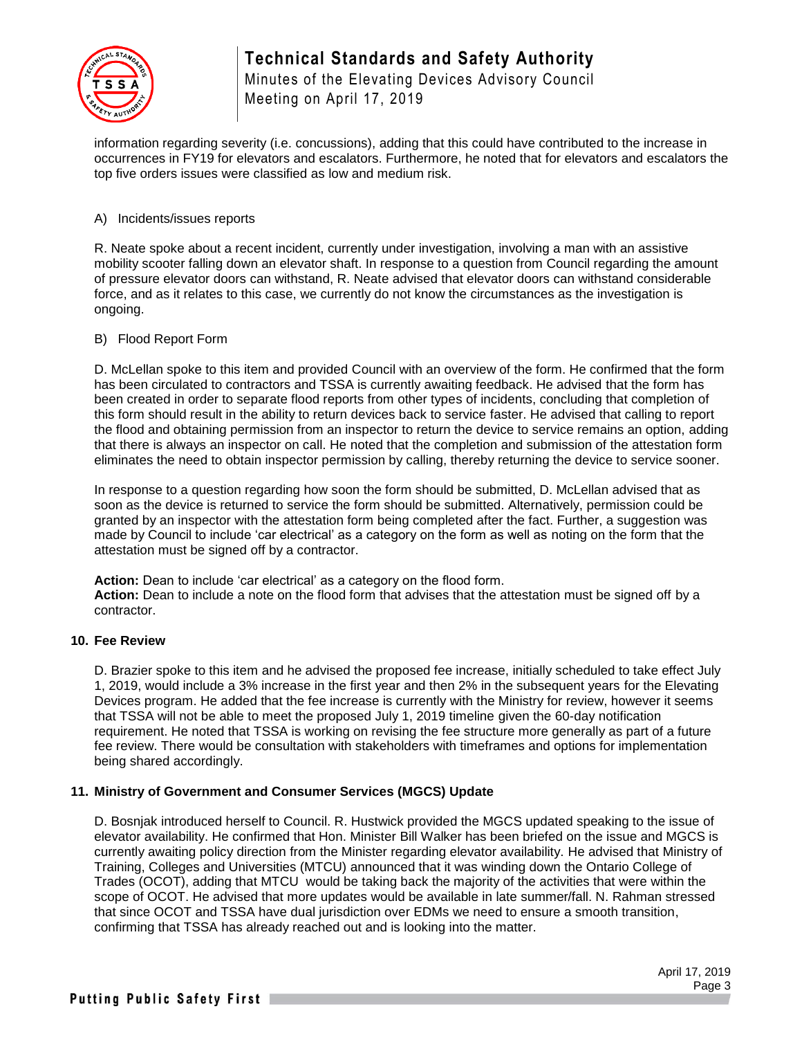information regarding severity (i.e. concussions), adding that this could have contributed to the increase in occurrences in FY19 for elevators and escalators. Furthermore, he noted that for elevators and escalators the top five orders issues were classified as low and medium risk.

A) Incidents/issues reports

R. Neate spoke about a recent incident, currently under investigation, involving a man with an assistive mobility scooter falling down an elevator shaft. In response to a question from Council regarding the amount of pressure elevator doors can withstand, R. Neate advised that elevator doors can withstand considerable force, and as it relates to this case, we currently do not know the circumstances as the investigation is ongoing.

B) Flood Report Form

D. McLellan spoke to this item and provided Council with an overview of the form. He confirmed that the form has been circulated to contractors and TSSA is currently awaiting feedback. He advised that the form has been created in order to separate flood reports from other types of incidents, concluding that completion of this form should result in the ability to return devices back to service faster. He advised that calling to report the flood and obtaining permission from an inspector to return the device to service remains an option, adding that there is always an inspector on call. He noted that the completion and submission of the attestation form eliminates the need to obtain inspector permission by calling, thereby returning the device to service sooner.

In response to a question regarding how soon the form should be submitted, D. McLellan advised that as soon as the device is returned to service the form should be submitted. Alternatively, permission could be granted by an inspector with the attestation form being completed after the fact. Further, a suggestion was made by Council to include 'car electrical' as a category on the form as well as noting on the form that the attestation must be signed off by a contractor.

**Action:** Dean to include 'car electrical' as a category on the flood form.
**Action:** Dean to include a note on the flood form that advises that the attestation must be signed off by a contractor.

**10. Fee Review**

D. Brazier spoke to this item and he advised the proposed fee increase, initially scheduled to take effect July 1, 2019, would include a 3% increase in the first year and then 2% in the subsequent years for the Elevating Devices program. He added that the fee increase is currently with the Ministry for review, however it seems that TSSA will not be able to meet the proposed July 1, 2019 timeline given the 60-day notification requirement. He noted that TSSA is working on revising the fee structure more generally as part of a future fee review. There would be consultation with stakeholders with timeframes and options for implementation being shared accordingly.

**11. Ministry of Government and Consumer Services (MGCS) Update**

D. Bosnjak introduced herself to Council. R. Hustwick provided the MGCS updated speaking to the issue of elevator availability. He confirmed that Hon. Minister Bill Walker has been briefed on the issue and MGCS is currently awaiting policy direction from the Minister regarding elevator availability. He advised that Ministry of Training, Colleges and Universities (MTCU) announced that it was winding down the Ontario College of Trades (OCOT), adding that MTCU would be taking back the majority of the activities that were within the scope of OCOT. He advised that more updates would be available in late summer/fall. N. Rahman stressed that since OCOT and TSSA have dual jurisdiction over EDMs we need to ensure a smooth transition, confirming that TSSA has already reached out and is looking into the matter.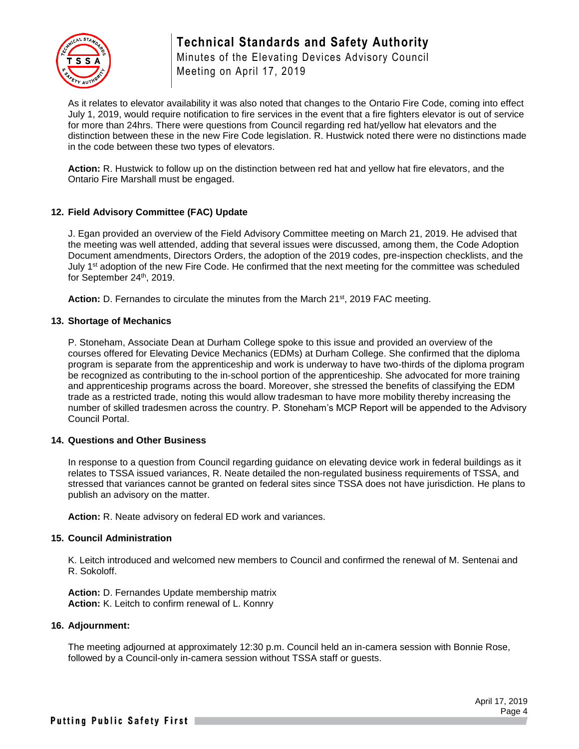As it relates to elevator availability it was also noted that changes to the Ontario Fire Code, coming into effect July 1, 2019, would require notification to fire services in the event that a fire fighters elevator is out of service for more than 24hrs. There were questions from Council regarding red hat/yellow hat elevators and the distinction between these in the new Fire Code legislation. R. Hustwick noted there were no distinctions made in the code between these two types of elevators.

**Action:** R. Hustwick to follow up on the distinction between red hat and yellow hat fire elevators, and the Ontario Fire Marshall must be engaged.

## 12. Field Advisory Committee (FAC) Update

J. Egan provided an overview of the Field Advisory Committee meeting on March 21, 2019. He advised that the meeting was well attended, adding that several issues were discussed, among them, the Code Adoption Document amendments, Directors Orders, the adoption of the 2019 codes, pre-inspection checklists, and the July 1st adoption of the new Fire Code. He confirmed that the next meeting for the committee was scheduled for September 24th, 2019.

**Action:** D. Fernandes to circulate the minutes from the March 21st, 2019 FAC meeting.

## 13. Shortage of Mechanics

P. Stoneham, Associate Dean at Durham College spoke to this issue and provided an overview of the courses offered for Elevating Device Mechanics (EDMs) at Durham College. She confirmed that the diploma program is separate from the apprenticeship and work is underway to have two-thirds of the diploma program be recognized as contributing to the in-school portion of the apprenticeship. She advocated for more training and apprenticeship programs across the board. Moreover, she stressed the benefits of classifying the EDM trade as a restricted trade, noting this would allow tradesman to have more mobility thereby increasing the number of skilled tradesmen across the country. P. Stoneham's MCP Report will be appended to the Advisory Council Portal.

## 14. Questions and Other Business

In response to a question from Council regarding guidance on elevating device work in federal buildings as it relates to TSSA issued variances, R. Neate detailed the non-regulated business requirements of TSSA, and stressed that variances cannot be granted on federal sites since TSSA does not have jurisdiction. He plans to publish an advisory on the matter.

**Action:** R. Neate advisory on federal ED work and variances.

## 15. Council Administration

K. Leitch introduced and welcomed new members to Council and confirmed the renewal of M. Sentenai and R. Sokoloff.

**Action:** D. Fernandes Update membership matrix
**Action:** K. Leitch to confirm renewal of L. Konnry

## 16. Adjournment:

The meeting adjourned at approximately 12:30 p.m. Council held an in-camera session with Bonnie Rose, followed by a Council-only in-camera session without TSSA staff or guests.